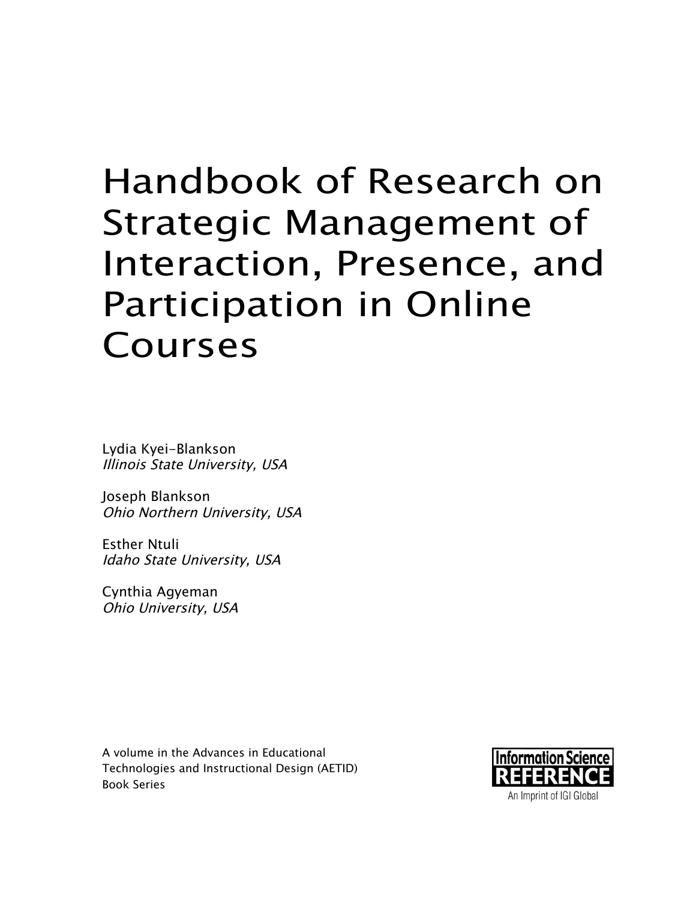# Handbook of Research on Strategic Management of Interaction, Presence, and Participation in Online Courses

Lydia Kyei-Blankson
*Illinois State University, USA*

Joseph Blankson
*Ohio Northern University, USA*

Esther Ntuli
*Idaho State University, USA*

Cynthia Agyeman
*Ohio University, USA*

A volume in the Advances in Educational Technologies and Instructional Design (AETID) Book Series

Information Science REFERENCE
An Imprint of IGI Global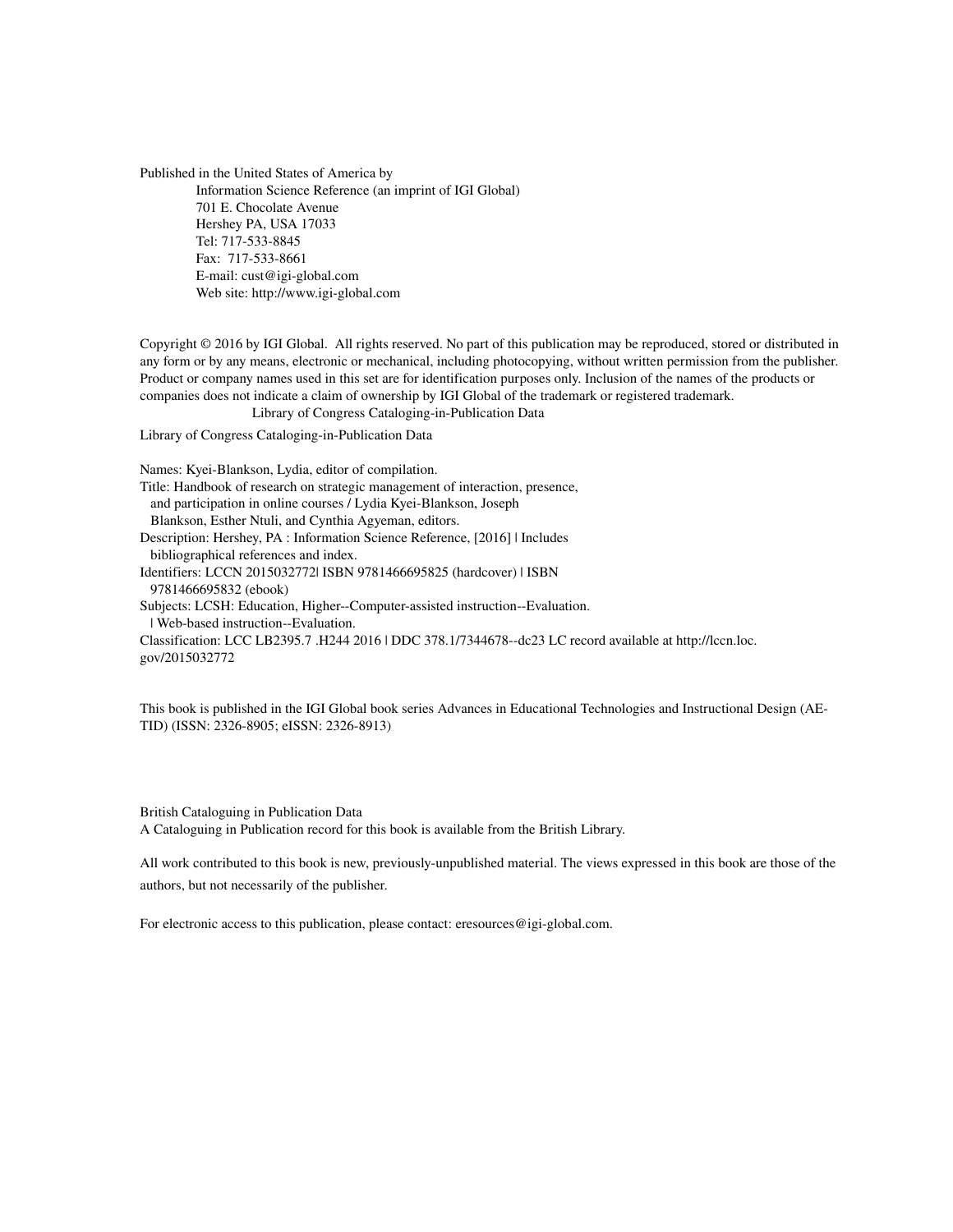Published in the United States of America by

Information Science Reference (an imprint of IGI Global)
701 E. Chocolate Avenue
Hershey PA, USA 17033
Tel: 717-533-8845
Fax: 717-533-8661
E-mail: cust@igi-global.com
Web site: http://www.igi-global.com

Copyright © 2016 by IGI Global. All rights reserved. No part of this publication may be reproduced, stored or distributed in any form or by any means, electronic or mechanical, including photocopying, without written permission from the publisher. Product or company names used in this set are for identification purposes only. Inclusion of the names of the products or companies does not indicate a claim of ownership by IGI Global of the trademark or registered trademark.

Library of Congress Cataloging-in-Publication Data

Library of Congress Cataloging-in-Publication Data

Names: Kyei-Blankson, Lydia, editor of compilation.
Title: Handbook of research on strategic management of interaction, presence, and participation in online courses / Lydia Kyei-Blankson, Joseph Blankson, Esther Ntuli, and Cynthia Agyeman, editors.
Description: Hershey, PA : Information Science Reference, [2016] | Includes bibliographical references and index.
Identifiers: LCCN 2015032772| ISBN 9781466695825 (hardcover) | ISBN 9781466695832 (ebook)
Subjects: LCSH: Education, Higher--Computer-assisted instruction--Evaluation. | Web-based instruction--Evaluation.
Classification: LCC LB2395.7 .H244 2016 | DDC 378.1/7344678--dc23 LC record available at http://lccn.loc.gov/2015032772

This book is published in the IGI Global book series Advances in Educational Technologies and Instructional Design (AETID) (ISSN: 2326-8905; eISSN: 2326-8913)

British Cataloguing in Publication Data
A Cataloguing in Publication record for this book is available from the British Library.

All work contributed to this book is new, previously-unpublished material. The views expressed in this book are those of the authors, but not necessarily of the publisher.

For electronic access to this publication, please contact: eresources@igi-global.com.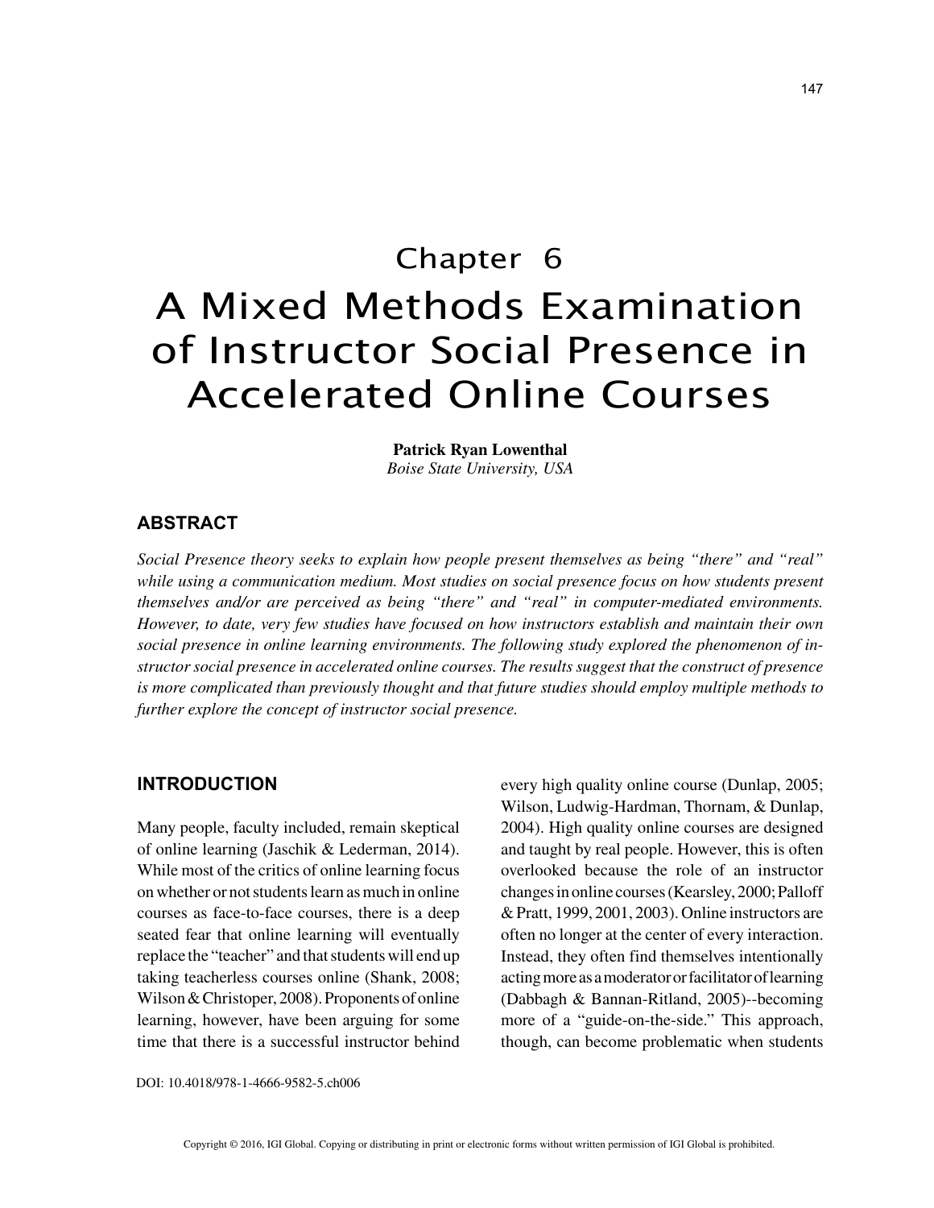# Chapter 6
# A Mixed Methods Examination of Instructor Social Presence in Accelerated Online Courses

**Patrick Ryan Lowenthal**
*Boise State University, USA*

## ABSTRACT

*Social Presence theory seeks to explain how people present themselves as being "there" and "real" while using a communication medium. Most studies on social presence focus on how students present themselves and/or are perceived as being "there" and "real" in computer-mediated environments. However, to date, very few studies have focused on how instructors establish and maintain their own social presence in online learning environments. The following study explored the phenomenon of instructor social presence in accelerated online courses. The results suggest that the construct of presence is more complicated than previously thought and that future studies should employ multiple methods to further explore the concept of instructor social presence.*

## INTRODUCTION

Many people, faculty included, remain skeptical of online learning (Jaschik & Lederman, 2014). While most of the critics of online learning focus on whether or not students learn as much in online courses as face-to-face courses, there is a deep seated fear that online learning will eventually replace the "teacher" and that students will end up taking teacherless courses online (Shank, 2008; Wilson & Christoper, 2008). Proponents of online learning, however, have been arguing for some time that there is a successful instructor behind every high quality online course (Dunlap, 2005; Wilson, Ludwig-Hardman, Thornam, & Dunlap, 2004). High quality online courses are designed and taught by real people. However, this is often overlooked because the role of an instructor changes in online courses (Kearsley, 2000; Palloff & Pratt, 1999, 2001, 2003). Online instructors are often no longer at the center of every interaction. Instead, they often find themselves intentionally acting more as a moderator or facilitator of learning (Dabbagh & Bannan-Ritland, 2005)--becoming more of a "guide-on-the-side." This approach, though, can become problematic when students

DOI: 10.4018/978-1-4666-9582-5.ch006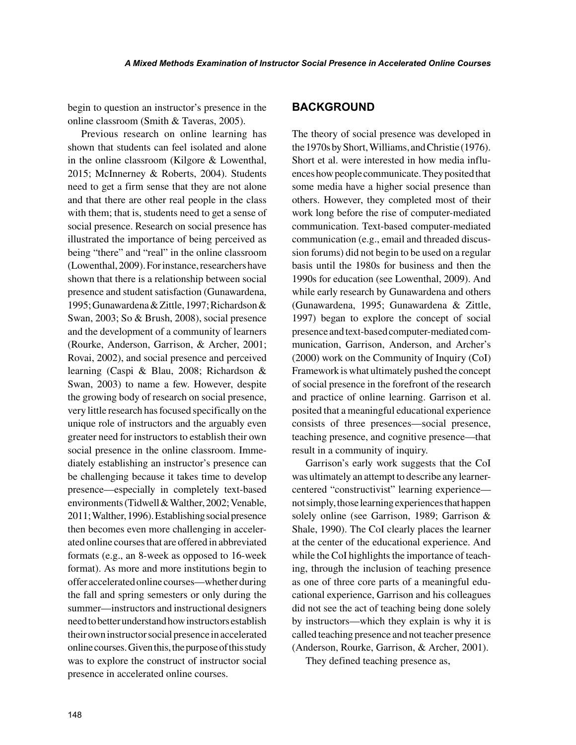begin to question an instructor's presence in the online classroom (Smith & Taveras, 2005).

Previous research on online learning has shown that students can feel isolated and alone in the online classroom (Kilgore & Lowenthal, 2015; McInnerney & Roberts, 2004). Students need to get a firm sense that they are not alone and that there are other real people in the class with them; that is, students need to get a sense of social presence. Research on social presence has illustrated the importance of being perceived as being "there" and "real" in the online classroom (Lowenthal, 2009). For instance, researchers have shown that there is a relationship between social presence and student satisfaction (Gunawardena, 1995; Gunawardena & Zittle, 1997; Richardson & Swan, 2003; So & Brush, 2008), social presence and the development of a community of learners (Rourke, Anderson, Garrison, & Archer, 2001; Rovai, 2002), and social presence and perceived learning (Caspi & Blau, 2008; Richardson & Swan, 2003) to name a few. However, despite the growing body of research on social presence, very little research has focused specifically on the unique role of instructors and the arguably even greater need for instructors to establish their own social presence in the online classroom. Immediately establishing an instructor's presence can be challenging because it takes time to develop presence—especially in completely text-based environments (Tidwell & Walther, 2002; Venable, 2011; Walther, 1996). Establishing social presence then becomes even more challenging in accelerated online courses that are offered in abbreviated formats (e.g., an 8-week as opposed to 16-week format). As more and more institutions begin to offer accelerated online courses—whether during the fall and spring semesters or only during the summer—instructors and instructional designers need to better understand how instructors establish their own instructor social presence in accelerated online courses. Given this, the purpose of this study was to explore the construct of instructor social presence in accelerated online courses.

## BACKGROUND

The theory of social presence was developed in the 1970s by Short, Williams, and Christie (1976). Short et al. were interested in how media influences how people communicate. They posited that some media have a higher social presence than others. However, they completed most of their work long before the rise of computer-mediated communication. Text-based computer-mediated communication (e.g., email and threaded discussion forums) did not begin to be used on a regular basis until the 1980s for business and then the 1990s for education (see Lowenthal, 2009). And while early research by Gunawardena and others (Gunawardena, 1995; Gunawardena & Zittle, 1997) began to explore the concept of social presence and text-based computer-mediated communication, Garrison, Anderson, and Archer's (2000) work on the Community of Inquiry (CoI) Framework is what ultimately pushed the concept of social presence in the forefront of the research and practice of online learning. Garrison et al. posited that a meaningful educational experience consists of three presences—social presence, teaching presence, and cognitive presence—that result in a community of inquiry.

Garrison's early work suggests that the CoI was ultimately an attempt to describe any learner-centered "constructivist" learning experience—not simply, those learning experiences that happen solely online (see Garrison, 1989; Garrison & Shale, 1990). The CoI clearly places the learner at the center of the educational experience. And while the CoI highlights the importance of teaching, through the inclusion of teaching presence as one of three core parts of a meaningful educational experience, Garrison and his colleagues did not see the act of teaching being done solely by instructors—which they explain is why it is called teaching presence and not teacher presence (Anderson, Rourke, Garrison, & Archer, 2001).

They defined teaching presence as,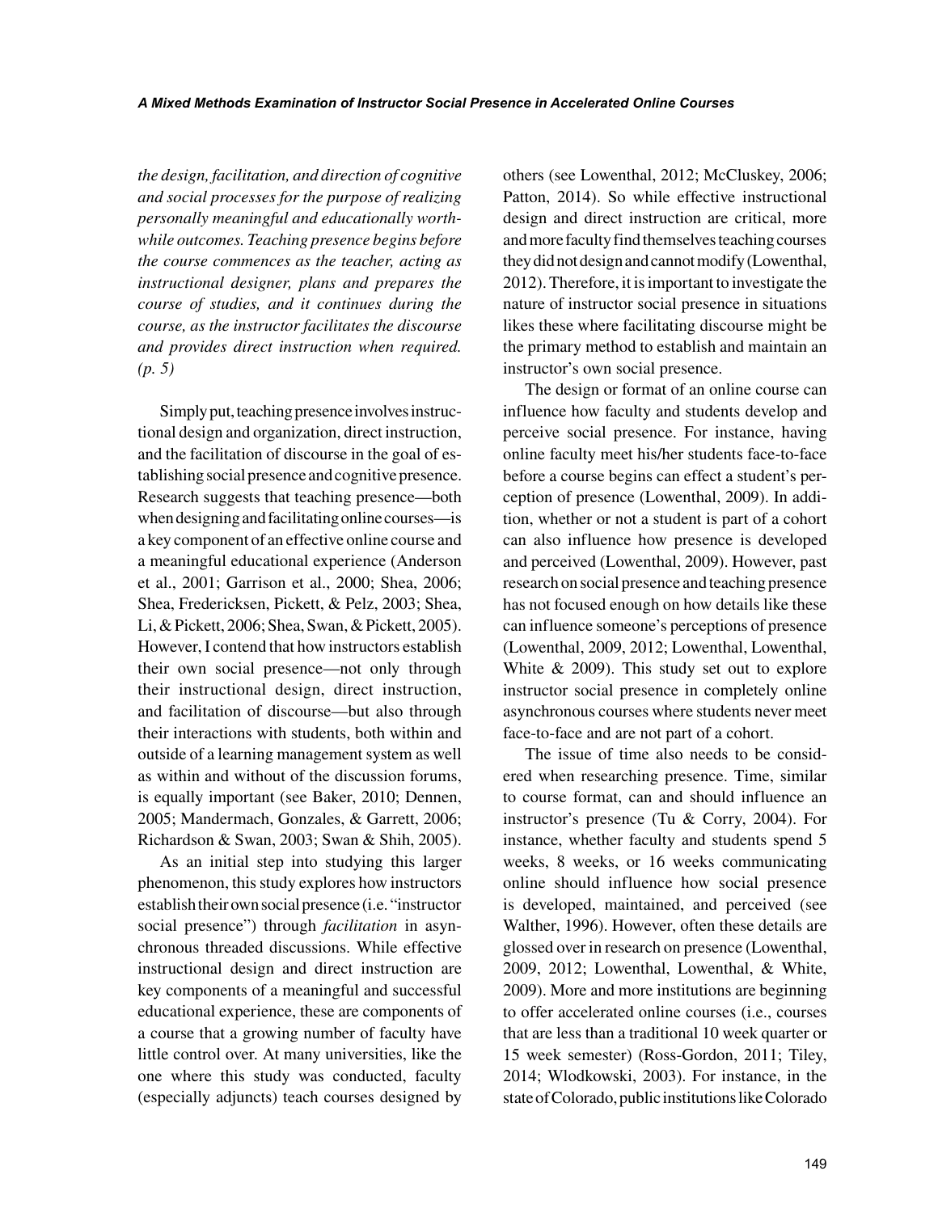*the design, facilitation, and direction of cognitive and social processes for the purpose of realizing personally meaningful and educationally worthwhile outcomes. Teaching presence begins before the course commences as the teacher, acting as instructional designer, plans and prepares the course of studies, and it continues during the course, as the instructor facilitates the discourse and provides direct instruction when required. (p. 5)*

Simply put, teaching presence involves instructional design and organization, direct instruction, and the facilitation of discourse in the goal of establishing social presence and cognitive presence. Research suggests that teaching presence—both when designing and facilitating online courses—is a key component of an effective online course and a meaningful educational experience (Anderson et al., 2001; Garrison et al., 2000; Shea, 2006; Shea, Fredericksen, Pickett, & Pelz, 2003; Shea, Li, & Pickett, 2006; Shea, Swan, & Pickett, 2005). However, I contend that how instructors establish their own social presence—not only through their instructional design, direct instruction, and facilitation of discourse—but also through their interactions with students, both within and outside of a learning management system as well as within and without of the discussion forums, is equally important (see Baker, 2010; Dennen, 2005; Mandermach, Gonzales, & Garrett, 2006; Richardson & Swan, 2003; Swan & Shih, 2005).

As an initial step into studying this larger phenomenon, this study explores how instructors establish their own social presence (i.e. "instructor social presence") through *facilitation* in asynchronous threaded discussions. While effective instructional design and direct instruction are key components of a meaningful and successful educational experience, these are components of a course that a growing number of faculty have little control over. At many universities, like the one where this study was conducted, faculty (especially adjuncts) teach courses designed by others (see Lowenthal, 2012; McCluskey, 2006; Patton, 2014). So while effective instructional design and direct instruction are critical, more and more faculty find themselves teaching courses they did not design and cannot modify (Lowenthal, 2012). Therefore, it is important to investigate the nature of instructor social presence in situations likes these where facilitating discourse might be the primary method to establish and maintain an instructor's own social presence.

The design or format of an online course can influence how faculty and students develop and perceive social presence. For instance, having online faculty meet his/her students face-to-face before a course begins can effect a student's perception of presence (Lowenthal, 2009). In addition, whether or not a student is part of a cohort can also influence how presence is developed and perceived (Lowenthal, 2009). However, past research on social presence and teaching presence has not focused enough on how details like these can influence someone's perceptions of presence (Lowenthal, 2009, 2012; Lowenthal, Lowenthal, White & 2009). This study set out to explore instructor social presence in completely online asynchronous courses where students never meet face-to-face and are not part of a cohort.

The issue of time also needs to be considered when researching presence. Time, similar to course format, can and should influence an instructor's presence (Tu & Corry, 2004). For instance, whether faculty and students spend 5 weeks, 8 weeks, or 16 weeks communicating online should influence how social presence is developed, maintained, and perceived (see Walther, 1996). However, often these details are glossed over in research on presence (Lowenthal, 2009, 2012; Lowenthal, Lowenthal, & White, 2009). More and more institutions are beginning to offer accelerated online courses (i.e., courses that are less than a traditional 10 week quarter or 15 week semester) (Ross-Gordon, 2011; Tiley, 2014; Wlodkowski, 2003). For instance, in the state of Colorado, public institutions like Colorado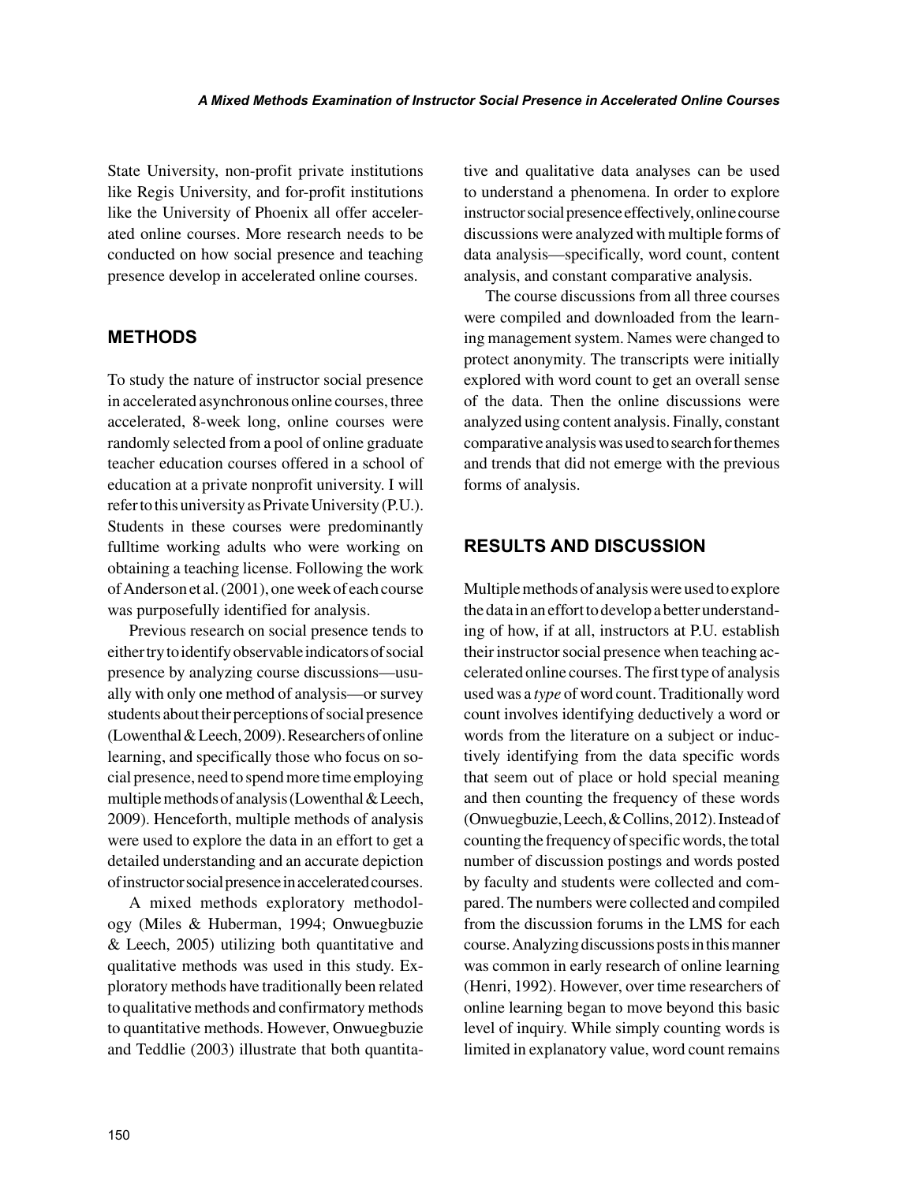State University, non-profit private institutions like Regis University, and for-profit institutions like the University of Phoenix all offer accelerated online courses. More research needs to be conducted on how social presence and teaching presence develop in accelerated online courses.

## METHODS

To study the nature of instructor social presence in accelerated asynchronous online courses, three accelerated, 8-week long, online courses were randomly selected from a pool of online graduate teacher education courses offered in a school of education at a private nonprofit university. I will refer to this university as Private University (P.U.). Students in these courses were predominantly fulltime working adults who were working on obtaining a teaching license. Following the work of Anderson et al. (2001), one week of each course was purposefully identified for analysis.

Previous research on social presence tends to either try to identify observable indicators of social presence by analyzing course discussions—usually with only one method of analysis—or survey students about their perceptions of social presence (Lowenthal & Leech, 2009). Researchers of online learning, and specifically those who focus on social presence, need to spend more time employing multiple methods of analysis (Lowenthal & Leech, 2009). Henceforth, multiple methods of analysis were used to explore the data in an effort to get a detailed understanding and an accurate depiction of instructor social presence in accelerated courses.

A mixed methods exploratory methodology (Miles & Huberman, 1994; Onwuegbuzie & Leech, 2005) utilizing both quantitative and qualitative methods was used in this study. Exploratory methods have traditionally been related to qualitative methods and confirmatory methods to quantitative methods. However, Onwuegbuzie and Teddlie (2003) illustrate that both quantitative and qualitative data analyses can be used to understand a phenomena. In order to explore instructor social presence effectively, online course discussions were analyzed with multiple forms of data analysis—specifically, word count, content analysis, and constant comparative analysis.

The course discussions from all three courses were compiled and downloaded from the learning management system. Names were changed to protect anonymity. The transcripts were initially explored with word count to get an overall sense of the data. Then the online discussions were analyzed using content analysis. Finally, constant comparative analysis was used to search for themes and trends that did not emerge with the previous forms of analysis.

## RESULTS AND DISCUSSION

Multiple methods of analysis were used to explore the data in an effort to develop a better understanding of how, if at all, instructors at P.U. establish their instructor social presence when teaching accelerated online courses. The first type of analysis used was a *type* of word count. Traditionally word count involves identifying deductively a word or words from the literature on a subject or inductively identifying from the data specific words that seem out of place or hold special meaning and then counting the frequency of these words (Onwuegbuzie, Leech, & Collins, 2012). Instead of counting the frequency of specific words, the total number of discussion postings and words posted by faculty and students were collected and compared. The numbers were collected and compiled from the discussion forums in the LMS for each course. Analyzing discussions posts in this manner was common in early research of online learning (Henri, 1992). However, over time researchers of online learning began to move beyond this basic level of inquiry. While simply counting words is limited in explanatory value, word count remains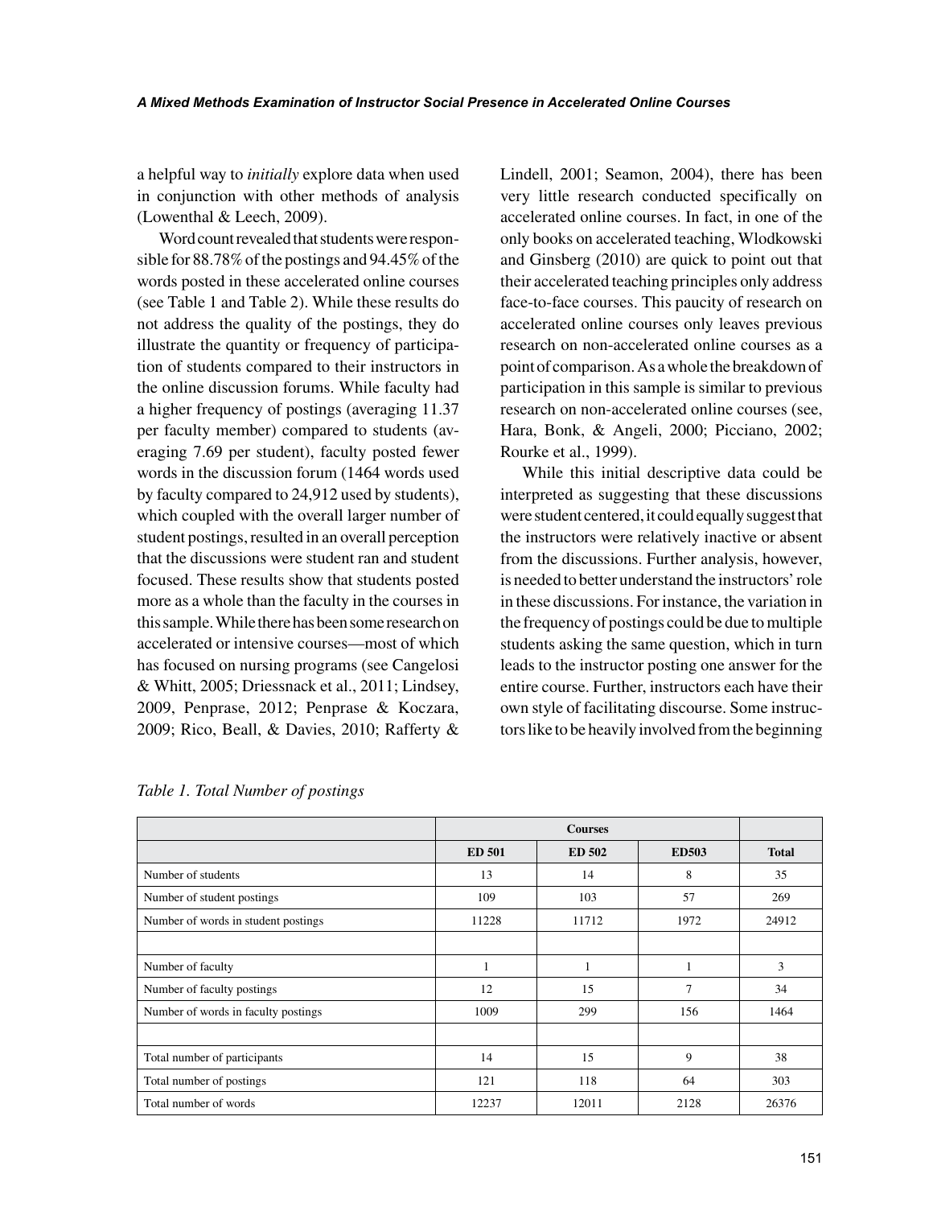a helpful way to *initially* explore data when used in conjunction with other methods of analysis (Lowenthal & Leech, 2009).

Word count revealed that students were responsible for 88.78% of the postings and 94.45% of the words posted in these accelerated online courses (see Table 1 and Table 2). While these results do not address the quality of the postings, they do illustrate the quantity or frequency of participation of students compared to their instructors in the online discussion forums. While faculty had a higher frequency of postings (averaging 11.37 per faculty member) compared to students (averaging 7.69 per student), faculty posted fewer words in the discussion forum (1464 words used by faculty compared to 24,912 used by students), which coupled with the overall larger number of student postings, resulted in an overall perception that the discussions were student ran and student focused. These results show that students posted more as a whole than the faculty in the courses in this sample. While there has been some research on accelerated or intensive courses—most of which has focused on nursing programs (see Cangelosi & Whitt, 2005; Driessnack et al., 2011; Lindsey, 2009, Penprase, 2012; Penprase & Koczara, 2009; Rico, Beall, & Davies, 2010; Rafferty & Lindell, 2001; Seamon, 2004), there has been very little research conducted specifically on accelerated online courses. In fact, in one of the only books on accelerated teaching, Wlodkowski and Ginsberg (2010) are quick to point out that their accelerated teaching principles only address face-to-face courses. This paucity of research on accelerated online courses only leaves previous research on non-accelerated online courses as a point of comparison. As a whole the breakdown of participation in this sample is similar to previous research on non-accelerated online courses (see, Hara, Bonk, & Angeli, 2000; Picciano, 2002; Rourke et al., 1999).

While this initial descriptive data could be interpreted as suggesting that these discussions were student centered, it could equally suggest that the instructors were relatively inactive or absent from the discussions. Further analysis, however, is needed to better understand the instructors' role in these discussions. For instance, the variation in the frequency of postings could be due to multiple students asking the same question, which in turn leads to the instructor posting one answer for the entire course. Further, instructors each have their own style of facilitating discourse. Some instructors like to be heavily involved from the beginning

*Table 1. Total Number of postings*

| | Courses | | | |
|---|---|---|---|---|
| | ED 501 | ED 502 | ED503 | Total |
| Number of students | 13 | 14 | 8 | 35 |
| Number of student postings | 109 | 103 | 57 | 269 |
| Number of words in student postings | 11228 | 11712 | 1972 | 24912 |
| | | | | |
| Number of faculty | 1 | 1 | 1 | 3 |
| Number of faculty postings | 12 | 15 | 7 | 34 |
| Number of words in faculty postings | 1009 | 299 | 156 | 1464 |
| | | | | |
| Total number of participants | 14 | 15 | 9 | 38 |
| Total number of postings | 121 | 118 | 64 | 303 |
| Total number of words | 12237 | 12011 | 2128 | 26376 |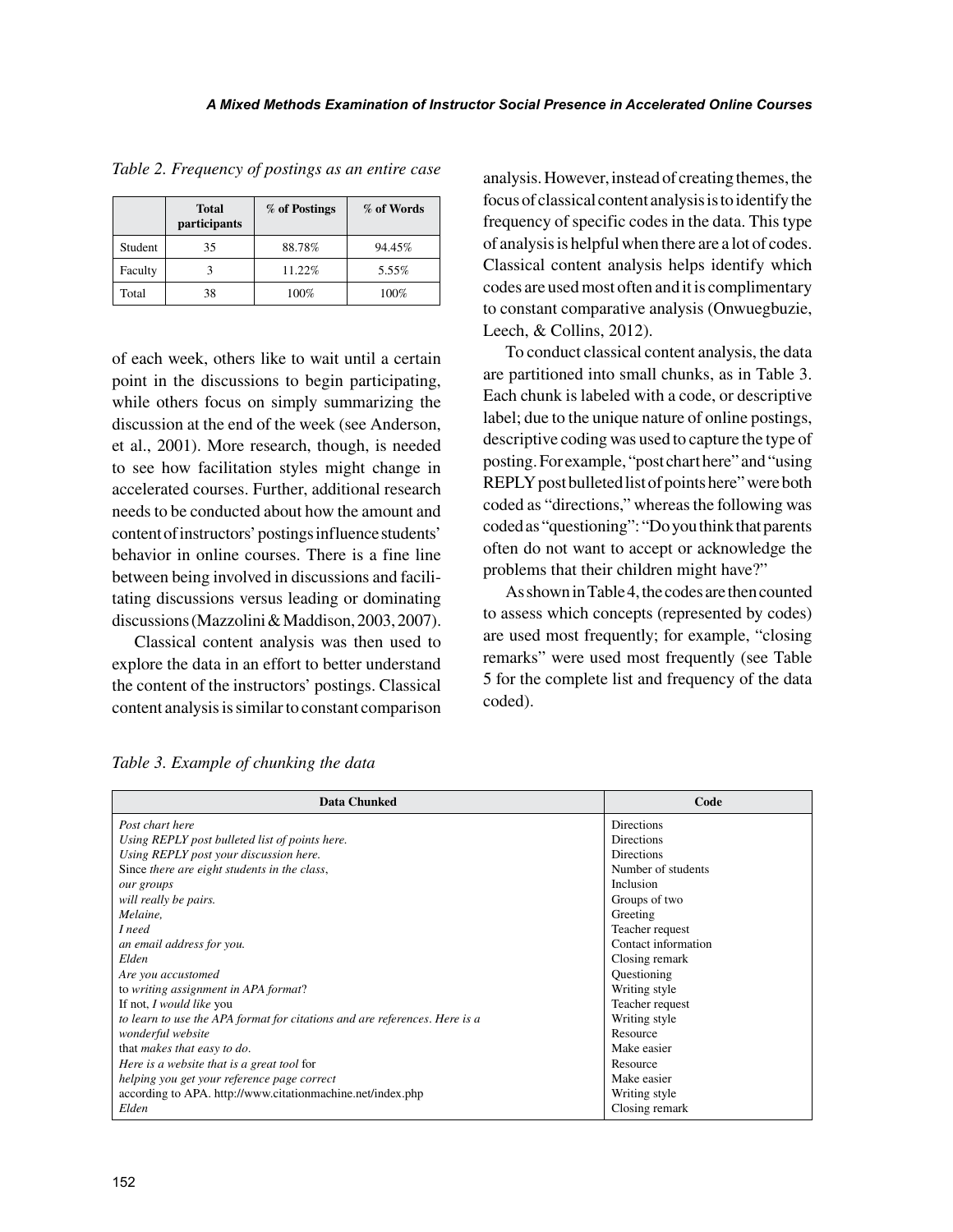*Table 2. Frequency of postings as an entire case*

| | Total participants | % of Postings | % of Words |
|---|---|---|---|
| Student | 35 | 88.78% | 94.45% |
| Faculty | 3 | 11.22% | 5.55% |
| Total | 38 | 100% | 100% |

of each week, others like to wait until a certain point in the discussions to begin participating, while others focus on simply summarizing the discussion at the end of the week (see Anderson, et al., 2001). More research, though, is needed to see how facilitation styles might change in accelerated courses. Further, additional research needs to be conducted about how the amount and content of instructors' postings influence students' behavior in online courses. There is a fine line between being involved in discussions and facilitating discussions versus leading or dominating discussions (Mazzolini & Maddison, 2003, 2007).

Classical content analysis was then used to explore the data in an effort to better understand the content of the instructors' postings. Classical content analysis is similar to constant comparison analysis. However, instead of creating themes, the focus of classical content analysis is to identify the frequency of specific codes in the data. This type of analysis is helpful when there are a lot of codes. Classical content analysis helps identify which codes are used most often and it is complimentary to constant comparative analysis (Onwuegbuzie, Leech, & Collins, 2012).

To conduct classical content analysis, the data are partitioned into small chunks, as in Table 3. Each chunk is labeled with a code, or descriptive label; due to the unique nature of online postings, descriptive coding was used to capture the type of posting. For example, "post chart here" and "using REPLY post bulleted list of points here" were both coded as "directions," whereas the following was coded as "questioning": "Do you think that parents often do not want to accept or acknowledge the problems that their children might have?"

As shown in Table 4, the codes are then counted to assess which concepts (represented by codes) are used most frequently; for example, "closing remarks" were used most frequently (see Table 5 for the complete list and frequency of the data coded).

*Table 3. Example of chunking the data*

| Data Chunked | Code |
|---|---|
| *Post chart here* | Directions |
| *Using REPLY post bulleted list of points here.* | Directions |
| *Using REPLY post your discussion here.* | Directions |
| Since *there are eight students in the class*, | Number of students |
| *our groups* | Inclusion |
| *will really be pairs.* | Groups of two |
| *Melaine,* | Greeting |
| *I need* | Teacher request |
| *an email address for you.* | Contact information |
| *Elden* | Closing remark |
| *Are you accustomed* | Questioning |
| to *writing assignment in APA format*? | Writing style |
| If not, *I would like* you | Teacher request |
| *to learn to use the APA format for citations and are references. Here is a* | Writing style |
| *wonderful website* | Resource |
| that *makes that easy to do*. | Make easier |
| *Here is a website that is a great tool* for | Resource |
| *helping you get your reference page correct* | Make easier |
| according to APA. http://www.citationmachine.net/index.php | Writing style |
| *Elden* | Closing remark |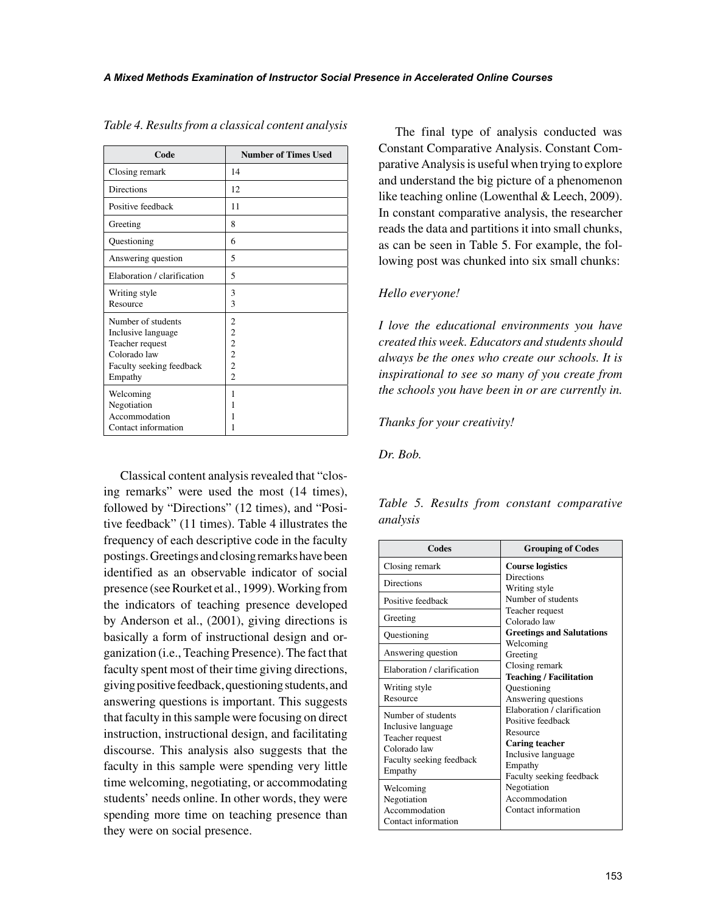*Table 4. Results from a classical content analysis*

| Code | Number of Times Used |
|---|---|
| Closing remark | 14 |
| Directions | 12 |
| Positive feedback | 11 |
| Greeting | 8 |
| Questioning | 6 |
| Answering question | 5 |
| Elaboration / clarification | 5 |
| Writing style<br>Resource | 3<br>3 |
| Number of students<br>Inclusive language<br>Teacher request<br>Colorado law<br>Faculty seeking feedback<br>Empathy | 2<br>2<br>2<br>2<br>2<br>2 |
| Welcoming<br>Negotiation<br>Accommodation<br>Contact information | 1<br>1<br>1<br>1 |

Classical content analysis revealed that "closing remarks" were used the most (14 times), followed by "Directions" (12 times), and "Positive feedback" (11 times). Table 4 illustrates the frequency of each descriptive code in the faculty postings. Greetings and closing remarks have been identified as an observable indicator of social presence (see Rourket et al., 1999). Working from the indicators of teaching presence developed by Anderson et al., (2001), giving directions is basically a form of instructional design and organization (i.e., Teaching Presence). The fact that faculty spent most of their time giving directions, giving positive feedback, questioning students, and answering questions is important. This suggests that faculty in this sample were focusing on direct instruction, instructional design, and facilitating discourse. This analysis also suggests that the faculty in this sample were spending very little time welcoming, negotiating, or accommodating students' needs online. In other words, they were spending more time on teaching presence than they were on social presence.

The final type of analysis conducted was Constant Comparative Analysis. Constant Comparative Analysis is useful when trying to explore and understand the big picture of a phenomenon like teaching online (Lowenthal & Leech, 2009). In constant comparative analysis, the researcher reads the data and partitions it into small chunks, as can be seen in Table 5. For example, the following post was chunked into six small chunks:

*Hello everyone!*

*I love the educational environments you have created this week. Educators and students should always be the ones who create our schools. It is inspirational to see so many of you create from the schools you have been in or are currently in.*

*Thanks for your creativity!*

*Dr. Bob.*

*Table 5. Results from constant comparative analysis*

| Codes | Grouping of Codes |
|---|---|
| Closing remark<br>Directions<br>Positive feedback<br>Greeting<br>Questioning<br>Answering question<br>Elaboration / clarification<br>Writing style<br>Resource<br>Number of students<br>Inclusive language<br>Teacher request<br>Colorado law<br>Faculty seeking feedback<br>Empathy<br>Welcoming<br>Negotiation<br>Accommodation<br>Contact information | **Course logistics**<br>Directions<br>Writing style<br>Number of students<br>Teacher request<br>Colorado law<br>**Greetings and Salutations**<br>Welcoming<br>Greeting<br>Closing remark<br>**Teaching / Facilitation**<br>Questioning<br>Answering questions<br>Elaboration / clarification<br>Positive feedback<br>Resource<br>**Caring teacher**<br>Inclusive language<br>Empathy<br>Faculty seeking feedback<br>Negotiation<br>Accommodation<br>Contact information |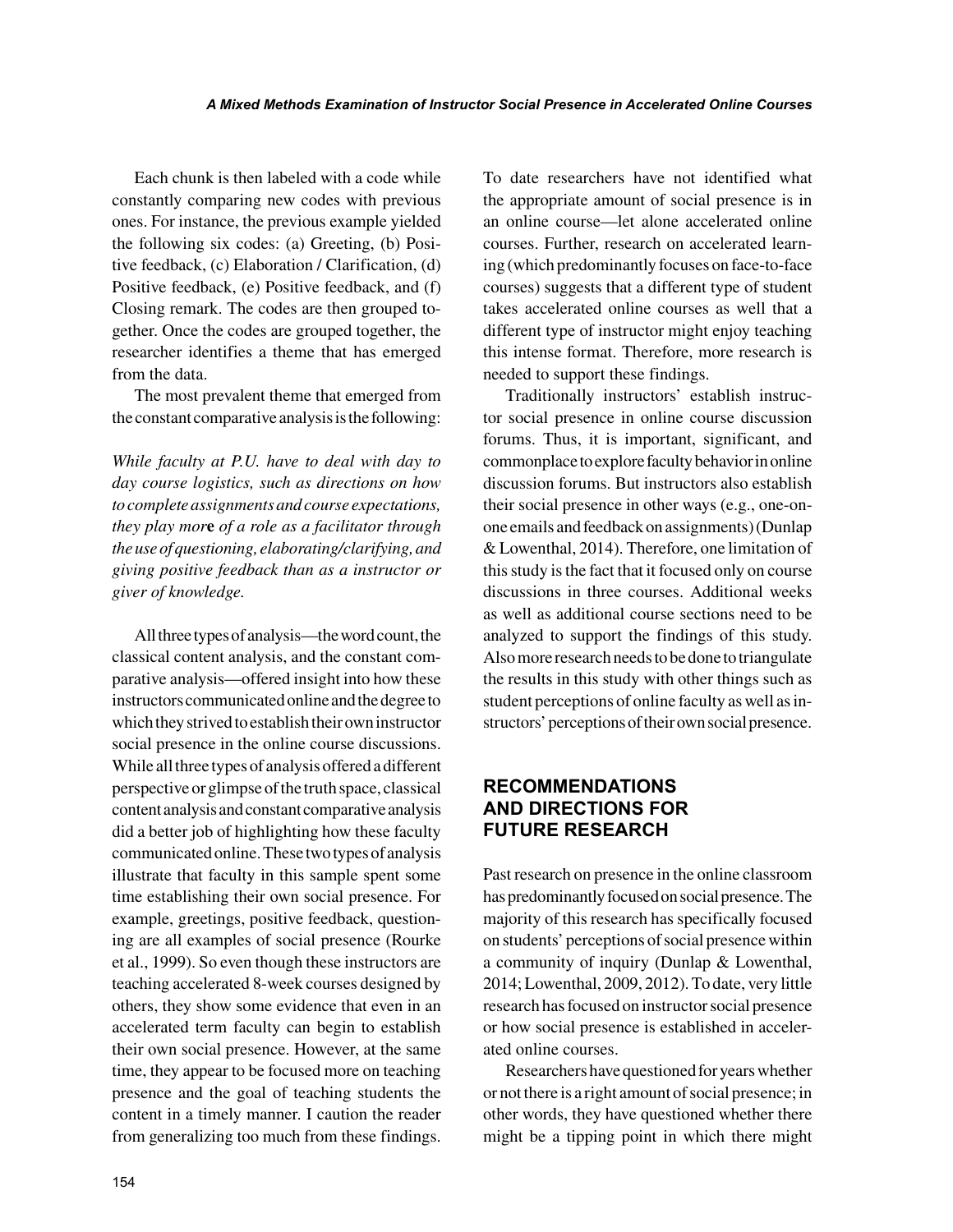Each chunk is then labeled with a code while constantly comparing new codes with previous ones. For instance, the previous example yielded the following six codes: (a) Greeting, (b) Positive feedback, (c) Elaboration / Clarification, (d) Positive feedback, (e) Positive feedback, and (f) Closing remark. The codes are then grouped together. Once the codes are grouped together, the researcher identifies a theme that has emerged from the data.

The most prevalent theme that emerged from the constant comparative analysis is the following:

*While faculty at P.U. have to deal with day to day course logistics, such as directions on how to complete assignments and course expectations, they play more of a role as a facilitator through the use of questioning, elaborating/clarifying, and giving positive feedback than as a instructor or giver of knowledge.*

All three types of analysis—the word count, the classical content analysis, and the constant comparative analysis—offered insight into how these instructors communicated online and the degree to which they strived to establish their own instructor social presence in the online course discussions. While all three types of analysis offered a different perspective or glimpse of the truth space, classical content analysis and constant comparative analysis did a better job of highlighting how these faculty communicated online. These two types of analysis illustrate that faculty in this sample spent some time establishing their own social presence. For example, greetings, positive feedback, questioning are all examples of social presence (Rourke et al., 1999). So even though these instructors are teaching accelerated 8-week courses designed by others, they show some evidence that even in an accelerated term faculty can begin to establish their own social presence. However, at the same time, they appear to be focused more on teaching presence and the goal of teaching students the content in a timely manner. I caution the reader from generalizing too much from these findings. To date researchers have not identified what the appropriate amount of social presence is in an online course—let alone accelerated online courses. Further, research on accelerated learning (which predominantly focuses on face-to-face courses) suggests that a different type of student takes accelerated online courses as well that a different type of instructor might enjoy teaching this intense format. Therefore, more research is needed to support these findings.

Traditionally instructors' establish instructor social presence in online course discussion forums. Thus, it is important, significant, and commonplace to explore faculty behavior in online discussion forums. But instructors also establish their social presence in other ways (e.g., one-on-one emails and feedback on assignments) (Dunlap & Lowenthal, 2014). Therefore, one limitation of this study is the fact that it focused only on course discussions in three courses. Additional weeks as well as additional course sections need to be analyzed to support the findings of this study. Also more research needs to be done to triangulate the results in this study with other things such as student perceptions of online faculty as well as instructors' perceptions of their own social presence.

## RECOMMENDATIONS AND DIRECTIONS FOR FUTURE RESEARCH

Past research on presence in the online classroom has predominantly focused on social presence. The majority of this research has specifically focused on students' perceptions of social presence within a community of inquiry (Dunlap & Lowenthal, 2014; Lowenthal, 2009, 2012). To date, very little research has focused on instructor social presence or how social presence is established in accelerated online courses.

Researchers have questioned for years whether or not there is a right amount of social presence; in other words, they have questioned whether there might be a tipping point in which there might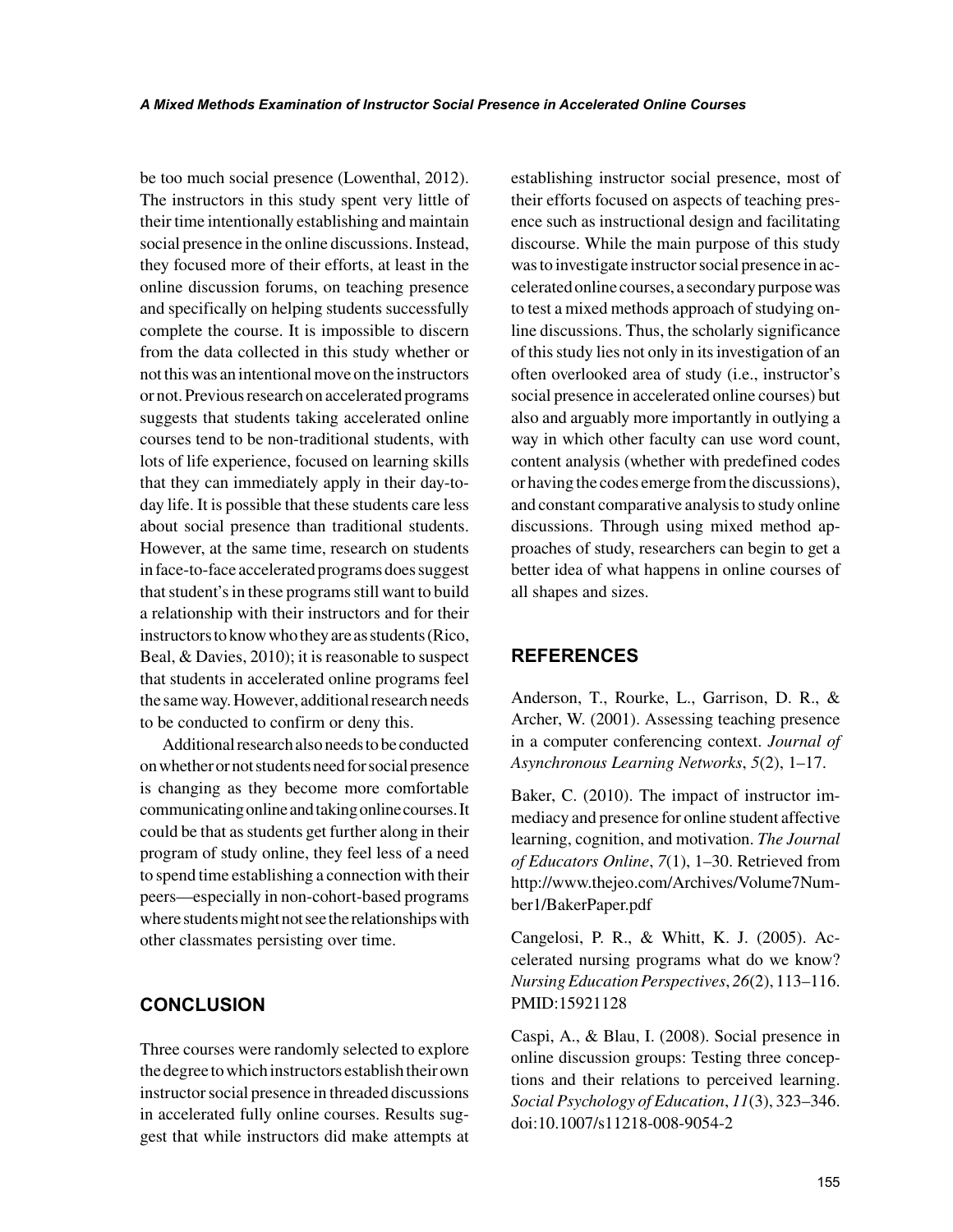be too much social presence (Lowenthal, 2012). The instructors in this study spent very little of their time intentionally establishing and maintain social presence in the online discussions. Instead, they focused more of their efforts, at least in the online discussion forums, on teaching presence and specifically on helping students successfully complete the course. It is impossible to discern from the data collected in this study whether or not this was an intentional move on the instructors or not. Previous research on accelerated programs suggests that students taking accelerated online courses tend to be non-traditional students, with lots of life experience, focused on learning skills that they can immediately apply in their day-to-day life. It is possible that these students care less about social presence than traditional students. However, at the same time, research on students in face-to-face accelerated programs does suggest that student's in these programs still want to build a relationship with their instructors and for their instructors to know who they are as students (Rico, Beal, & Davies, 2010); it is reasonable to suspect that students in accelerated online programs feel the same way. However, additional research needs to be conducted to confirm or deny this.

Additional research also needs to be conducted on whether or not students need for social presence is changing as they become more comfortable communicating online and taking online courses. It could be that as students get further along in their program of study online, they feel less of a need to spend time establishing a connection with their peers—especially in non-cohort-based programs where students might not see the relationships with other classmates persisting over time.

## CONCLUSION

Three courses were randomly selected to explore the degree to which instructors establish their own instructor social presence in threaded discussions in accelerated fully online courses. Results suggest that while instructors did make attempts at establishing instructor social presence, most of their efforts focused on aspects of teaching presence such as instructional design and facilitating discourse. While the main purpose of this study was to investigate instructor social presence in accelerated online courses, a secondary purpose was to test a mixed methods approach of studying online discussions. Thus, the scholarly significance of this study lies not only in its investigation of an often overlooked area of study (i.e., instructor's social presence in accelerated online courses) but also and arguably more importantly in outlying a way in which other faculty can use word count, content analysis (whether with predefined codes or having the codes emerge from the discussions), and constant comparative analysis to study online discussions. Through using mixed method approaches of study, researchers can begin to get a better idea of what happens in online courses of all shapes and sizes.

## REFERENCES

Anderson, T., Rourke, L., Garrison, D. R., & Archer, W. (2001). Assessing teaching presence in a computer conferencing context. *Journal of Asynchronous Learning Networks*, *5*(2), 1–17.

Baker, C. (2010). The impact of instructor immediacy and presence for online student affective learning, cognition, and motivation. *The Journal of Educators Online*, *7*(1), 1–30. Retrieved from http://www.thejeo.com/Archives/Volume7Number1/BakerPaper.pdf

Cangelosi, P. R., & Whitt, K. J. (2005). Accelerated nursing programs what do we know? *Nursing Education Perspectives*, *26*(2), 113–116. PMID:15921128

Caspi, A., & Blau, I. (2008). Social presence in online discussion groups: Testing three conceptions and their relations to perceived learning. *Social Psychology of Education*, *11*(3), 323–346. doi:10.1007/s11218-008-9054-2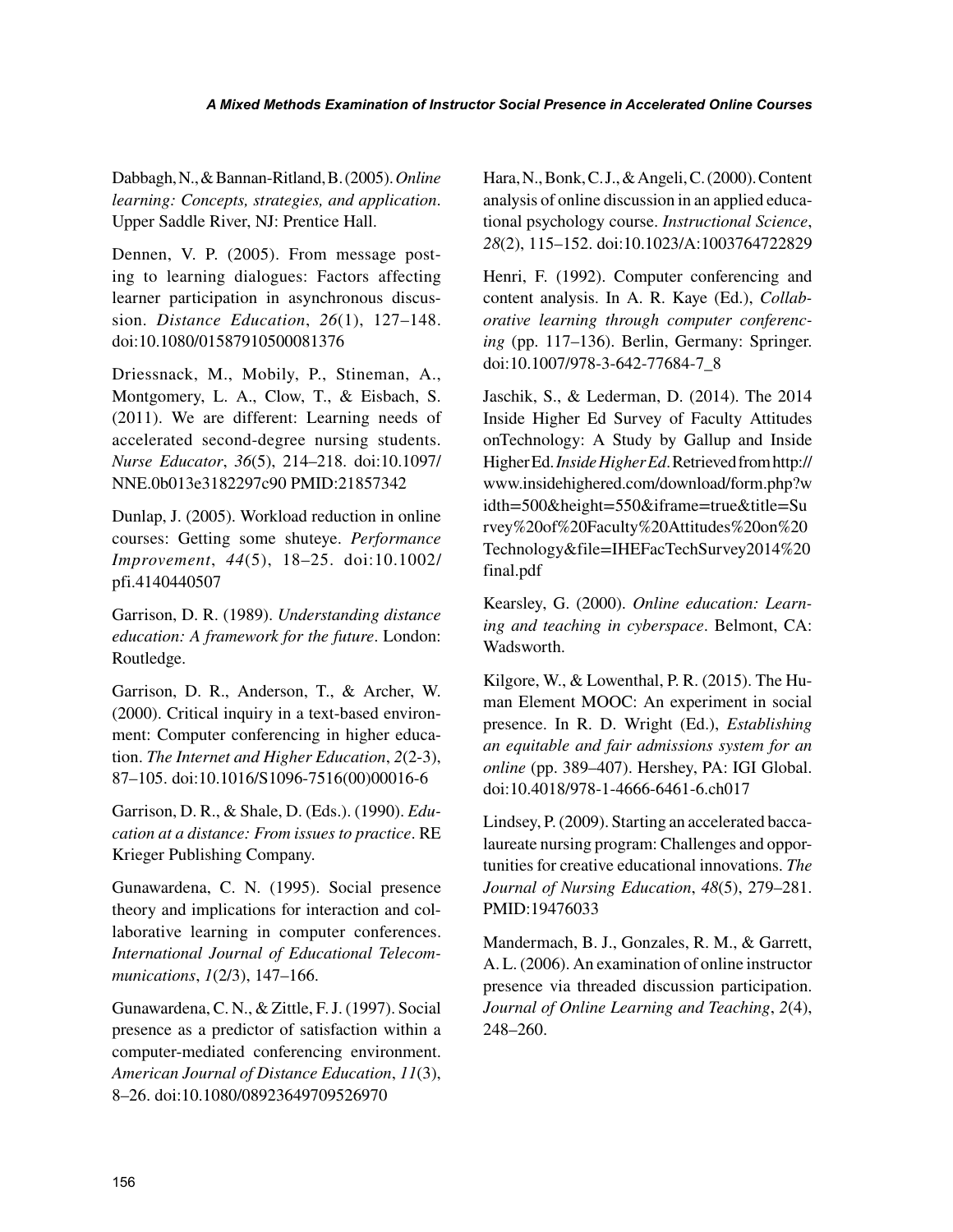Dabbagh, N., & Bannan-Ritland, B. (2005). *Online learning: Concepts, strategies, and application*. Upper Saddle River, NJ: Prentice Hall.

Dennen, V. P. (2005). From message posting to learning dialogues: Factors affecting learner participation in asynchronous discussion. *Distance Education*, *26*(1), 127–148. doi:10.1080/01587910500081376

Driessnack, M., Mobily, P., Stineman, A., Montgomery, L. A., Clow, T., & Eisbach, S. (2011). We are different: Learning needs of accelerated second-degree nursing students. *Nurse Educator*, *36*(5), 214–218. doi:10.1097/NNE.0b013e3182297c90 PMID:21857342

Dunlap, J. (2005). Workload reduction in online courses: Getting some shuteye. *Performance Improvement*, *44*(5), 18–25. doi:10.1002/pfi.4140440507

Garrison, D. R. (1989). *Understanding distance education: A framework for the future*. London: Routledge.

Garrison, D. R., Anderson, T., & Archer, W. (2000). Critical inquiry in a text-based environment: Computer conferencing in higher education. *The Internet and Higher Education*, *2*(2-3), 87–105. doi:10.1016/S1096-7516(00)00016-6

Garrison, D. R., & Shale, D. (Eds.). (1990). *Education at a distance: From issues to practice*. RE Krieger Publishing Company.

Gunawardena, C. N. (1995). Social presence theory and implications for interaction and collaborative learning in computer conferences. *International Journal of Educational Telecommunications*, *1*(2/3), 147–166.

Gunawardena, C. N., & Zittle, F. J. (1997). Social presence as a predictor of satisfaction within a computer-mediated conferencing environment. *American Journal of Distance Education*, *11*(3), 8–26. doi:10.1080/08923649709526970

Hara, N., Bonk, C. J., & Angeli, C. (2000). Content analysis of online discussion in an applied educational psychology course. *Instructional Science*, *28*(2), 115–152. doi:10.1023/A:1003764722829

Henri, F. (1992). Computer conferencing and content analysis. In A. R. Kaye (Ed.), *Collaborative learning through computer conferencing* (pp. 117–136). Berlin, Germany: Springer. doi:10.1007/978-3-642-77684-7_8

Jaschik, S., & Lederman, D. (2014). The 2014 Inside Higher Ed Survey of Faculty Attitudes onTechnology: A Study by Gallup and Inside Higher Ed. *Inside Higher Ed*. Retrieved from http://www.insidehighered.com/download/form.php?width=500&height=550&iframe=true&title=Survey%20of%20Faculty%20Attitudes%20on%20Technology&file=IHEFacTechSurvey2014%20final.pdf

Kearsley, G. (2000). *Online education: Learning and teaching in cyberspace*. Belmont, CA: Wadsworth.

Kilgore, W., & Lowenthal, P. R. (2015). The Human Element MOOC: An experiment in social presence. In R. D. Wright (Ed.), *Establishing an equitable and fair admissions system for an online* (pp. 389–407). Hershey, PA: IGI Global. doi:10.4018/978-1-4666-6461-6.ch017

Lindsey, P. (2009). Starting an accelerated baccalaureate nursing program: Challenges and opportunities for creative educational innovations. *The Journal of Nursing Education*, *48*(5), 279–281. PMID:19476033

Mandermach, B. J., Gonzales, R. M., & Garrett, A. L. (2006). An examination of online instructor presence via threaded discussion participation. *Journal of Online Learning and Teaching*, *2*(4), 248–260.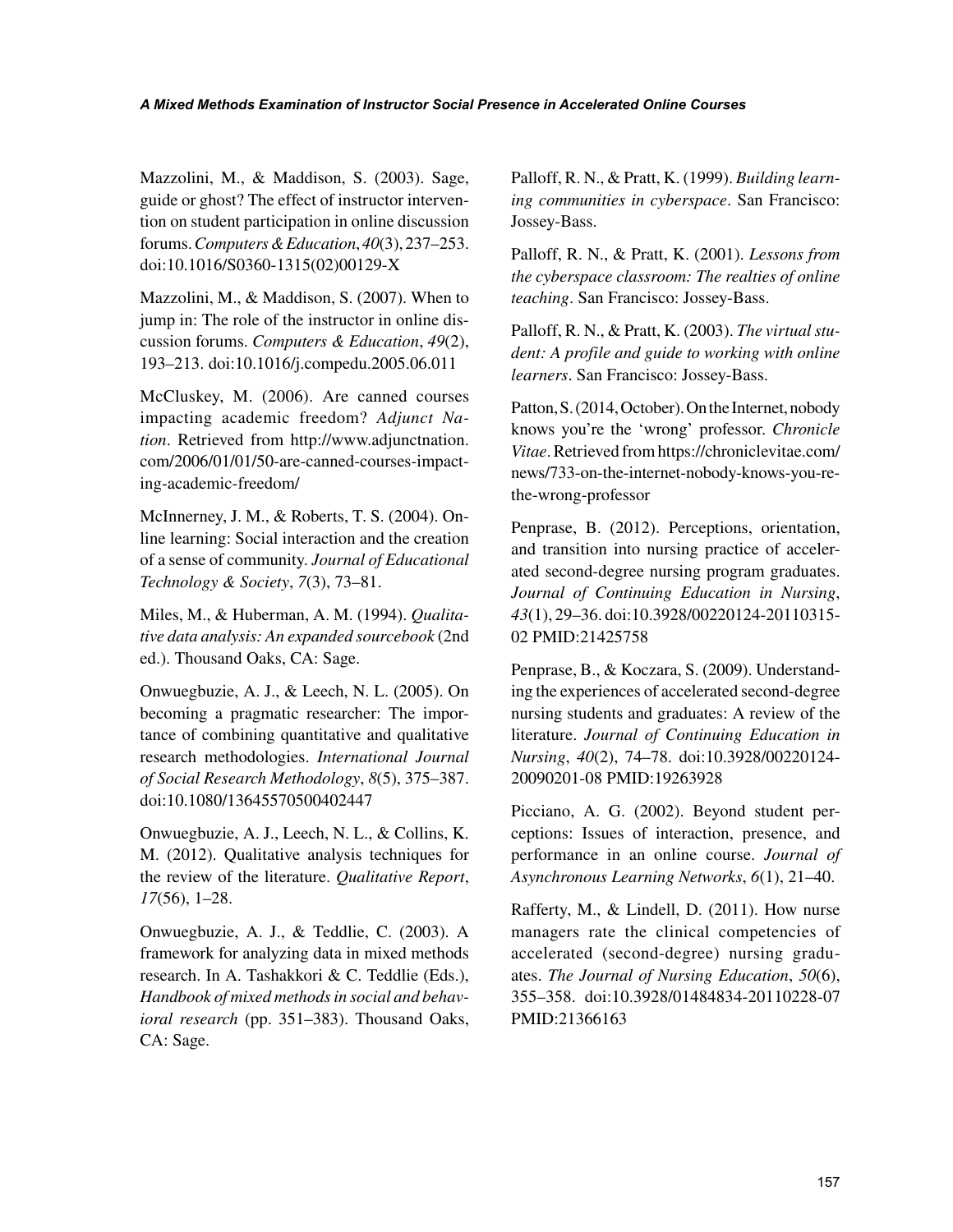Mazzolini, M., & Maddison, S. (2003). Sage, guide or ghost? The effect of instructor intervention on student participation in online discussion forums. *Computers & Education*, *40*(3), 237–253. doi:10.1016/S0360-1315(02)00129-X

Mazzolini, M., & Maddison, S. (2007). When to jump in: The role of the instructor in online discussion forums. *Computers & Education*, *49*(2), 193–213. doi:10.1016/j.compedu.2005.06.011

McCluskey, M. (2006). Are canned courses impacting academic freedom? *Adjunct Nation*. Retrieved from http://www.adjunctnation.com/2006/01/01/50-are-canned-courses-impacting-academic-freedom/

McInnerney, J. M., & Roberts, T. S. (2004). Online learning: Social interaction and the creation of a sense of community. *Journal of Educational Technology & Society*, *7*(3), 73–81.

Miles, M., & Huberman, A. M. (1994). *Qualitative data analysis: An expanded sourcebook* (2nd ed.). Thousand Oaks, CA: Sage.

Onwuegbuzie, A. J., & Leech, N. L. (2005). On becoming a pragmatic researcher: The importance of combining quantitative and qualitative research methodologies. *International Journal of Social Research Methodology*, *8*(5), 375–387. doi:10.1080/13645570500402447

Onwuegbuzie, A. J., Leech, N. L., & Collins, K. M. (2012). Qualitative analysis techniques for the review of the literature. *Qualitative Report*, *17*(56), 1–28.

Onwuegbuzie, A. J., & Teddlie, C. (2003). A framework for analyzing data in mixed methods research. In A. Tashakkori & C. Teddlie (Eds.), *Handbook of mixed methods in social and behavioral research* (pp. 351–383). Thousand Oaks, CA: Sage.

Palloff, R. N., & Pratt, K. (1999). *Building learning communities in cyberspace*. San Francisco: Jossey-Bass.

Palloff, R. N., & Pratt, K. (2001). *Lessons from the cyberspace classroom: The realties of online teaching*. San Francisco: Jossey-Bass.

Palloff, R. N., & Pratt, K. (2003). *The virtual student: A profile and guide to working with online learners*. San Francisco: Jossey-Bass.

Patton, S. (2014, October). On the Internet, nobody knows you're the 'wrong' professor. *Chronicle Vitae*. Retrieved from https://chroniclevitae.com/news/733-on-the-internet-nobody-knows-you-re-the-wrong-professor

Penprase, B. (2012). Perceptions, orientation, and transition into nursing practice of accelerated second-degree nursing program graduates. *Journal of Continuing Education in Nursing*, *43*(1), 29–36. doi:10.3928/00220124-20110315-02 PMID:21425758

Penprase, B., & Koczara, S. (2009). Understanding the experiences of accelerated second-degree nursing students and graduates: A review of the literature. *Journal of Continuing Education in Nursing*, *40*(2), 74–78. doi:10.3928/00220124-20090201-08 PMID:19263928

Picciano, A. G. (2002). Beyond student perceptions: Issues of interaction, presence, and performance in an online course. *Journal of Asynchronous Learning Networks*, *6*(1), 21–40.

Rafferty, M., & Lindell, D. (2011). How nurse managers rate the clinical competencies of accelerated (second-degree) nursing graduates. *The Journal of Nursing Education*, *50*(6), 355–358. doi:10.3928/01484834-20110228-07 PMID:21366163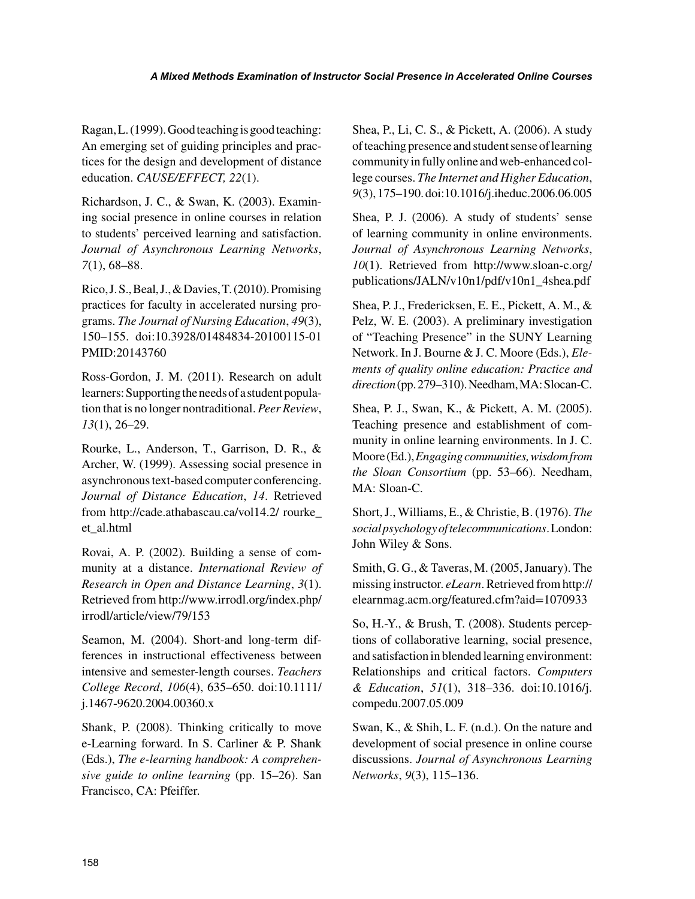Ragan, L. (1999). Good teaching is good teaching: An emerging set of guiding principles and practices for the design and development of distance education. *CAUSE/EFFECT, 22*(1).

Richardson, J. C., & Swan, K. (2003). Examining social presence in online courses in relation to students' perceived learning and satisfaction. *Journal of Asynchronous Learning Networks*, *7*(1), 68–88.

Rico, J. S., Beal, J., & Davies, T. (2010). Promising practices for faculty in accelerated nursing programs. *The Journal of Nursing Education*, *49*(3), 150–155. doi:10.3928/01484834-20100115-01 PMID:20143760

Ross-Gordon, J. M. (2011). Research on adult learners: Supporting the needs of a student population that is no longer nontraditional. *Peer Review*, *13*(1), 26–29.

Rourke, L., Anderson, T., Garrison, D. R., & Archer, W. (1999). Assessing social presence in asynchronous text-based computer conferencing. *Journal of Distance Education*, *14*. Retrieved from http://cade.athabascau.ca/vol14.2/ rourke_et_al.html

Rovai, A. P. (2002). Building a sense of community at a distance. *International Review of Research in Open and Distance Learning*, *3*(1). Retrieved from http://www.irrodl.org/index.php/irrodl/article/view/79/153

Seamon, M. (2004). Short-and long-term differences in instructional effectiveness between intensive and semester-length courses. *Teachers College Record*, *106*(4), 635–650. doi:10.1111/j.1467-9620.2004.00360.x

Shank, P. (2008). Thinking critically to move e-Learning forward. In S. Carliner & P. Shank (Eds.), *The e-learning handbook: A comprehensive guide to online learning* (pp. 15–26). San Francisco, CA: Pfeiffer.

Shea, P., Li, C. S., & Pickett, A. (2006). A study of teaching presence and student sense of learning community in fully online and web-enhanced college courses. *The Internet and Higher Education*, *9*(3), 175–190. doi:10.1016/j.iheduc.2006.06.005

Shea, P. J. (2006). A study of students' sense of learning community in online environments. *Journal of Asynchronous Learning Networks*, *10*(1). Retrieved from http://www.sloan-c.org/publications/JALN/v10n1/pdf/v10n1_4shea.pdf

Shea, P. J., Fredericksen, E. E., Pickett, A. M., & Pelz, W. E. (2003). A preliminary investigation of "Teaching Presence" in the SUNY Learning Network. In J. Bourne & J. C. Moore (Eds.), *Elements of quality online education: Practice and direction* (pp. 279–310). Needham, MA: Slocan-C.

Shea, P. J., Swan, K., & Pickett, A. M. (2005). Teaching presence and establishment of community in online learning environments. In J. C. Moore (Ed.), *Engaging communities, wisdom from the Sloan Consortium* (pp. 53–66). Needham, MA: Sloan-C.

Short, J., Williams, E., & Christie, B. (1976). *The social psychology of telecommunications*. London: John Wiley & Sons.

Smith, G. G., & Taveras, M. (2005, January). The missing instructor. *eLearn*. Retrieved from http://elearnmag.acm.org/featured.cfm?aid=1070933

So, H.-Y., & Brush, T. (2008). Students perceptions of collaborative learning, social presence, and satisfaction in blended learning environment: Relationships and critical factors. *Computers & Education*, *51*(1), 318–336. doi:10.1016/j.compedu.2007.05.009

Swan, K., & Shih, L. F. (n.d.). On the nature and development of social presence in online course discussions. *Journal of Asynchronous Learning Networks*, *9*(3), 115–136.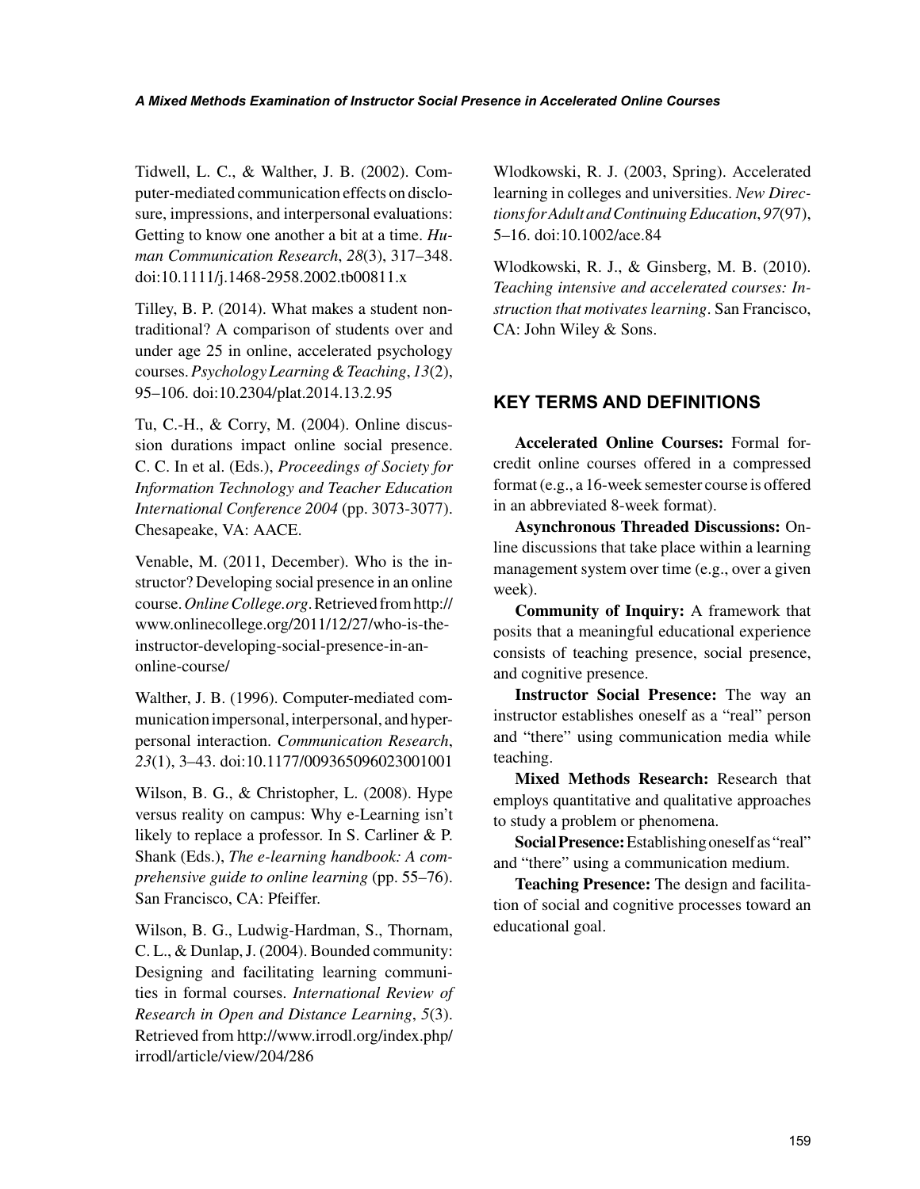Tidwell, L. C., & Walther, J. B. (2002). Computer-mediated communication effects on disclosure, impressions, and interpersonal evaluations: Getting to know one another a bit at a time. *Human Communication Research*, *28*(3), 317–348. doi:10.1111/j.1468-2958.2002.tb00811.x

Tilley, B. P. (2014). What makes a student non-traditional? A comparison of students over and under age 25 in online, accelerated psychology courses. *Psychology Learning & Teaching*, *13*(2), 95–106. doi:10.2304/plat.2014.13.2.95

Tu, C.-H., & Corry, M. (2004). Online discussion durations impact online social presence. C. C. In et al. (Eds.), *Proceedings of Society for Information Technology and Teacher Education International Conference 2004* (pp. 3073-3077). Chesapeake, VA: AACE.

Venable, M. (2011, December). Who is the instructor? Developing social presence in an online course. *OnlineCollege.org*. Retrieved from http://www.onlinecollege.org/2011/12/27/who-is-the-instructor-developing-social-presence-in-an-online-course/

Walther, J. B. (1996). Computer-mediated communication impersonal, interpersonal, and hyperpersonal interaction. *Communication Research*, *23*(1), 3–43. doi:10.1177/009365096023001001

Wilson, B. G., & Christopher, L. (2008). Hype versus reality on campus: Why e-Learning isn't likely to replace a professor. In S. Carliner & P. Shank (Eds.), *The e-learning handbook: A comprehensive guide to online learning* (pp. 55–76). San Francisco, CA: Pfeiffer.

Wilson, B. G., Ludwig-Hardman, S., Thornam, C. L., & Dunlap, J. (2004). Bounded community: Designing and facilitating learning communities in formal courses. *International Review of Research in Open and Distance Learning*, *5*(3). Retrieved from http://www.irrodl.org/index.php/irrodl/article/view/204/286

Wlodkowski, R. J. (2003, Spring). Accelerated learning in colleges and universities. *New Directions for Adult and Continuing Education*, *97*(97), 5–16. doi:10.1002/ace.84

Wlodkowski, R. J., & Ginsberg, M. B. (2010). *Teaching intensive and accelerated courses: Instruction that motivates learning*. San Francisco, CA: John Wiley & Sons.

## KEY TERMS AND DEFINITIONS

**Accelerated Online Courses:** Formal for-credit online courses offered in a compressed format (e.g., a 16-week semester course is offered in an abbreviated 8-week format).

**Asynchronous Threaded Discussions:** Online discussions that take place within a learning management system over time (e.g., over a given week).

**Community of Inquiry:** A framework that posits that a meaningful educational experience consists of teaching presence, social presence, and cognitive presence.

**Instructor Social Presence:** The way an instructor establishes oneself as a "real" person and "there" using communication media while teaching.

**Mixed Methods Research:** Research that employs quantitative and qualitative approaches to study a problem or phenomena.

**Social Presence:** Establishing oneself as "real" and "there" using a communication medium.

**Teaching Presence:** The design and facilitation of social and cognitive processes toward an educational goal.